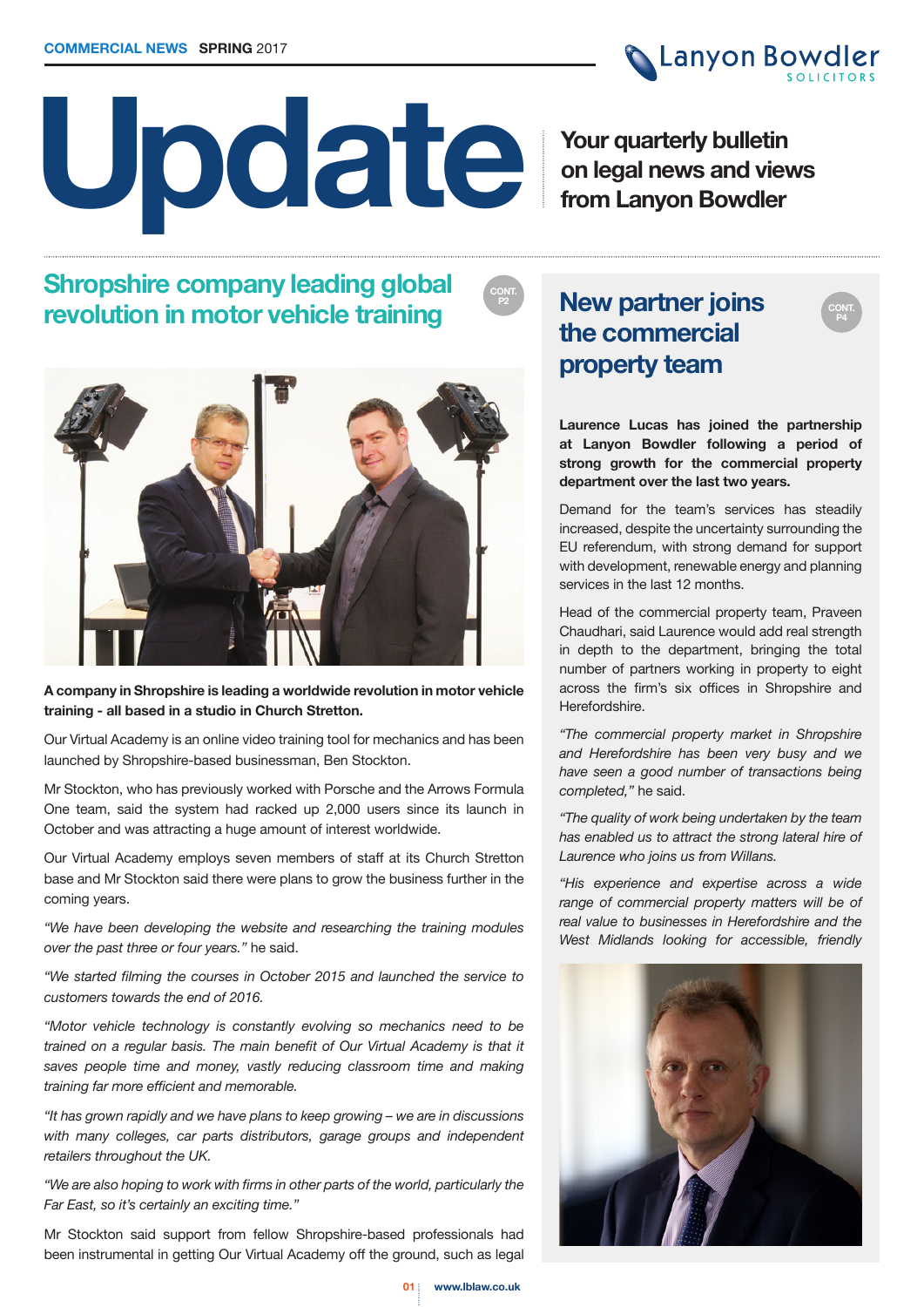COMMERCIAL NEWS **SPRING** 2017

# Update

**Your quarterly bulletin on legal news and views from Lanyon Bowdler**

## Shropshire company leading global revolution in motor vehicle training

CONT. P2

**A company in Shropshire is leading a worldwide revolution in motor vehicle training - all based in a studio in Church Stretton.**

Our Virtual Academy is an online video training tool for mechanics and has been launched by Shropshire-based businessman, Ben Stockton.

Mr Stockton, who has previously worked with Porsche and the Arrows Formula One team, said the system had racked up 2,000 users since its launch in October and was attracting a huge amount of interest worldwide.

Our Virtual Academy employs seven members of staff at its Church Stretton base and Mr Stockton said there were plans to grow the business further in the coming years.

*"We have been developing the website and researching the training modules over the past three or four years."* he said.

*"We started filming the courses in October 2015 and launched the service to customers towards the end of 2016.*

*"Motor vehicle technology is constantly evolving so mechanics need to be trained on a regular basis. The main benefit of Our Virtual Academy is that it saves people time and money, vastly reducing classroom time and making training far more efficient and memorable.*

*"It has grown rapidly and we have plans to keep growing – we are in discussions with many colleges, car parts distributors, garage groups and independent retailers throughout the UK.*

*"We are also hoping to work with firms in other parts of the world, particularly the Far East, so it's certainly an exciting time."*

Mr Stockton said support from fellow Shropshire-based professionals had been instrumental in getting Our Virtual Academy off the ground, such as legal

## New partner joins the commercial property team

CONT. P4

**Laurence Lucas has joined the partnership at Lanyon Bowdler following a period of strong growth for the commercial property department over the last two years.**

Demand for the team's services has steadily increased, despite the uncertainty surrounding the EU referendum, with strong demand for support with development, renewable energy and planning services in the last 12 months.

Head of the commercial property team, Praveen Chaudhari, said Laurence would add real strength in depth to the department, bringing the total number of partners working in property to eight across the firm's six offices in Shropshire and Herefordshire.

*"The commercial property market in Shropshire and Herefordshire has been very busy and we have seen a good number of transactions being completed,"* he said.

*"The quality of work being undertaken by the team has enabled us to attract the strong lateral hire of Laurence who joins us from Willans.*

*"His experience and expertise across a wide range of commercial property matters will be of real value to businesses in Herefordshire and the West Midlands looking for accessible, friendly*

www.lblaw.co.uk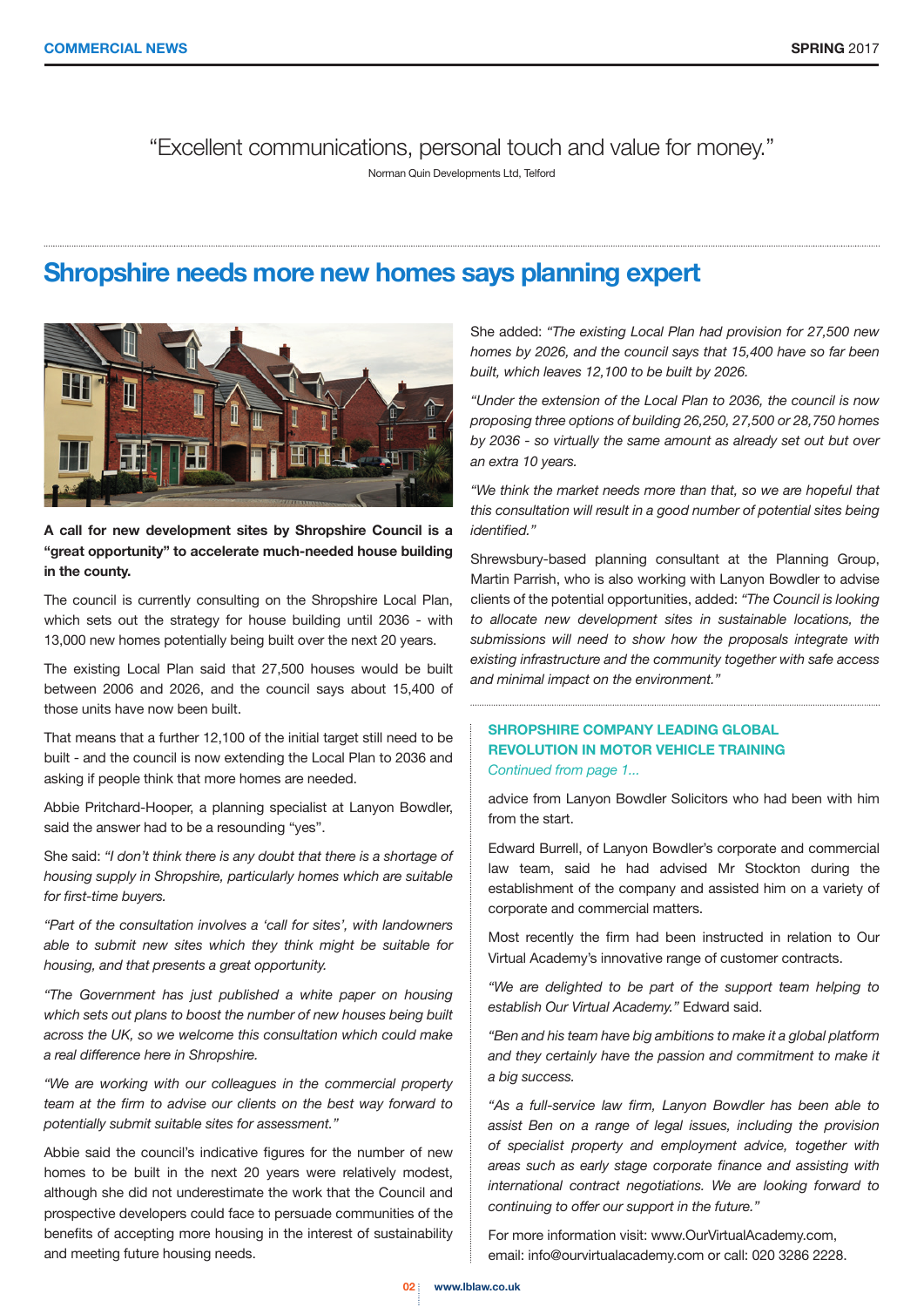"Excellent communications, personal touch and value for money."

Norman Quin Developments Ltd, Telford

## Shropshire needs more new homes says planning expert

**A call for new development sites by Shropshire Council is a "great opportunity" to accelerate much-needed house building in the county.**

The council is currently consulting on the Shropshire Local Plan, which sets out the strategy for house building until 2036 - with 13,000 new homes potentially being built over the next 20 years.

The existing Local Plan said that 27,500 houses would be built between 2006 and 2026, and the council says about 15,400 of those units have now been built.

That means that a further 12,100 of the initial target still need to be built - and the council is now extending the Local Plan to 2036 and asking if people think that more homes are needed.

Abbie Pritchard-Hooper, a planning specialist at Lanyon Bowdler, said the answer had to be a resounding "yes".

She said: *"I don't think there is any doubt that there is a shortage of housing supply in Shropshire, particularly homes which are suitable for first-time buyers.*

*"Part of the consultation involves a 'call for sites', with landowners able to submit new sites which they think might be suitable for housing, and that presents a great opportunity.*

*"The Government has just published a white paper on housing which sets out plans to boost the number of new houses being built across the UK, so we welcome this consultation which could make a real difference here in Shropshire.*

*"We are working with our colleagues in the commercial property team at the firm to advise our clients on the best way forward to potentially submit suitable sites for assessment."*

Abbie said the council's indicative figures for the number of new homes to be built in the next 20 years were relatively modest, although she did not underestimate the work that the Council and prospective developers could face to persuade communities of the benefits of accepting more housing in the interest of sustainability and meeting future housing needs.

She added: *"The existing Local Plan had provision for 27,500 new homes by 2026, and the council says that 15,400 have so far been built, which leaves 12,100 to be built by 2026.*

*"Under the extension of the Local Plan to 2036, the council is now proposing three options of building 26,250, 27,500 or 28,750 homes by 2036 - so virtually the same amount as already set out but over an extra 10 years.*

*"We think the market needs more than that, so we are hopeful that this consultation will result in a good number of potential sites being identified."*

Shrewsbury-based planning consultant at the Planning Group, Martin Parrish, who is also working with Lanyon Bowdler to advise clients of the potential opportunities, added: *"The Council is looking to allocate new development sites in sustainable locations, the submissions will need to show how the proposals integrate with existing infrastructure and the community together with safe access and minimal impact on the environment."*

### SHROPSHIRE COMPANY LEADING GLOBAL REVOLUTION IN MOTOR VEHICLE TRAINING

*Continued from page 1...*

advice from Lanyon Bowdler Solicitors who had been with him from the start.

Edward Burrell, of Lanyon Bowdler's corporate and commercial law team, said he had advised Mr Stockton during the establishment of the company and assisted him on a variety of corporate and commercial matters.

Most recently the firm had been instructed in relation to Our Virtual Academy's innovative range of customer contracts.

*"We are delighted to be part of the support team helping to establish Our Virtual Academy."* Edward said.

*"Ben and his team have big ambitions to make it a global platform and they certainly have the passion and commitment to make it a big success.*

*"As a full-service law firm, Lanyon Bowdler has been able to assist Ben on a range of legal issues, including the provision of specialist property and employment advice, together with areas such as early stage corporate finance and assisting with international contract negotiations. We are looking forward to continuing to offer our support in the future."*

For more information visit: www.OurVirtualAcademy.com, email: info@ourvirtualacademy.com or call: 020 3286 2228.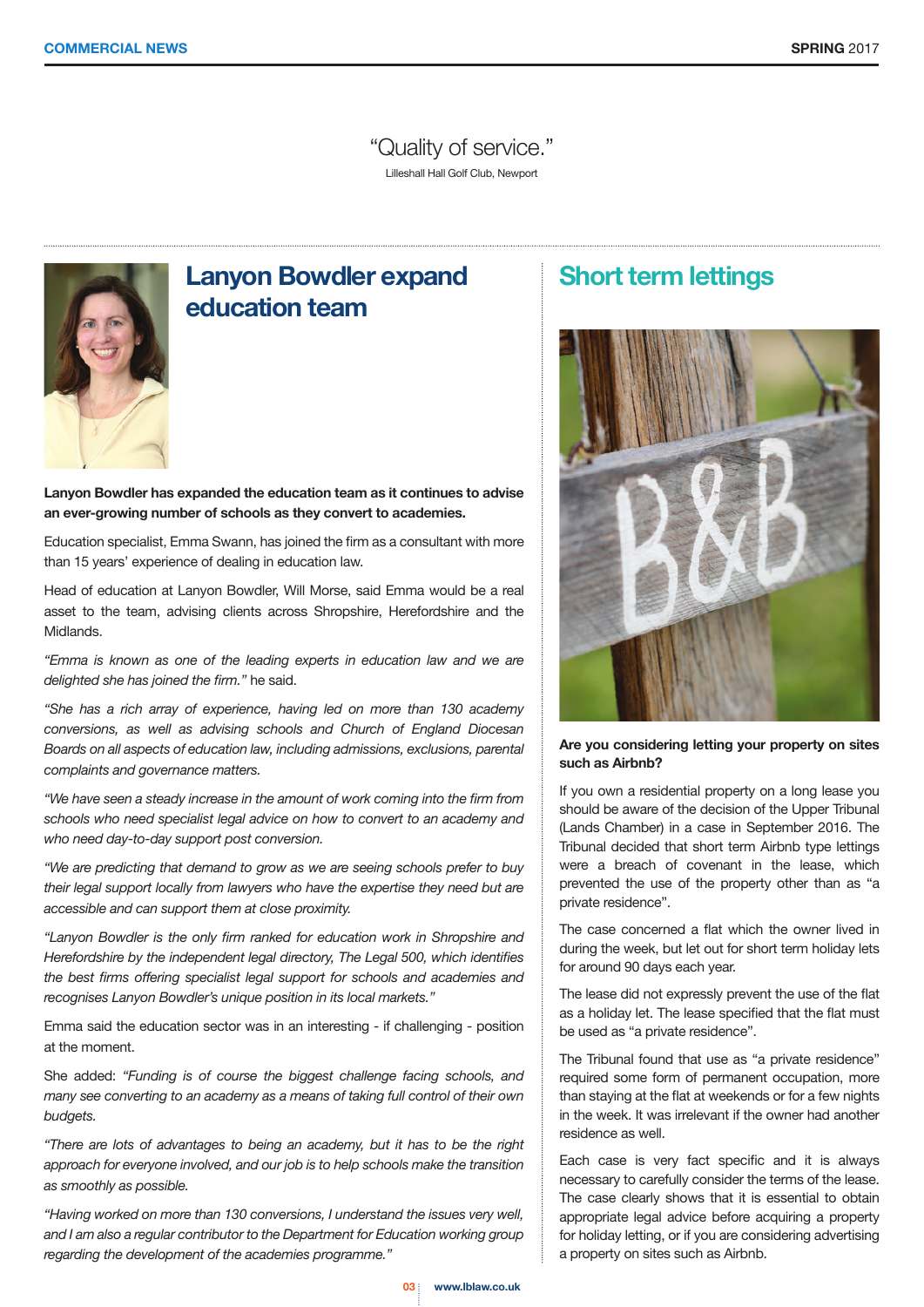“Quality of service.”

Lilleshall Hall Golf Club, Newport

## Lanyon Bowdler expand education team

**Lanyon Bowdler has expanded the education team as it continues to advise an ever-growing number of schools as they convert to academies.**

Education specialist, Emma Swann, has joined the firm as a consultant with more than 15 years’ experience of dealing in education law.

Head of education at Lanyon Bowdler, Will Morse, said Emma would be a real asset to the team, advising clients across Shropshire, Herefordshire and the Midlands.

*“Emma is known as one of the leading experts in education law and we are delighted she has joined the firm.”* he said.

*“She has a rich array of experience, having led on more than 130 academy conversions, as well as advising schools and Church of England Diocesan Boards on all aspects of education law, including admissions, exclusions, parental complaints and governance matters.*

*“We have seen a steady increase in the amount of work coming into the firm from schools who need specialist legal advice on how to convert to an academy and who need day-to-day support post conversion.*

*“We are predicting that demand to grow as we are seeing schools prefer to buy their legal support locally from lawyers who have the expertise they need but are accessible and can support them at close proximity.*

*“Lanyon Bowdler is the only firm ranked for education work in Shropshire and Herefordshire by the independent legal directory, The Legal 500, which identifies the best firms offering specialist legal support for schools and academies and recognises Lanyon Bowdler’s unique position in its local markets.”*

Emma said the education sector was in an interesting - if challenging - position at the moment.

She added: *“Funding is of course the biggest challenge facing schools, and many see converting to an academy as a means of taking full control of their own budgets.*

*“There are lots of advantages to being an academy, but it has to be the right approach for everyone involved, and our job is to help schools make the transition as smoothly as possible.*

*“Having worked on more than 130 conversions, I understand the issues very well, and I am also a regular contributor to the Department for Education working group regarding the development of the academies programme.”*

## Short term lettings

**Are you considering letting your property on sites such as Airbnb?**

If you own a residential property on a long lease you should be aware of the decision of the Upper Tribunal (Lands Chamber) in a case in September 2016. The Tribunal decided that short term Airbnb type lettings were a breach of covenant in the lease, which prevented the use of the property other than as “a private residence”.

The case concerned a flat which the owner lived in during the week, but let out for short term holiday lets for around 90 days each year.

The lease did not expressly prevent the use of the flat as a holiday let. The lease specified that the flat must be used as “a private residence”.

The Tribunal found that use as “a private residence” required some form of permanent occupation, more than staying at the flat at weekends or for a few nights in the week. It was irrelevant if the owner had another residence as well.

Each case is very fact specific and it is always necessary to carefully consider the terms of the lease. The case clearly shows that it is essential to obtain appropriate legal advice before acquiring a property for holiday letting, or if you are considering advertising a property on sites such as Airbnb.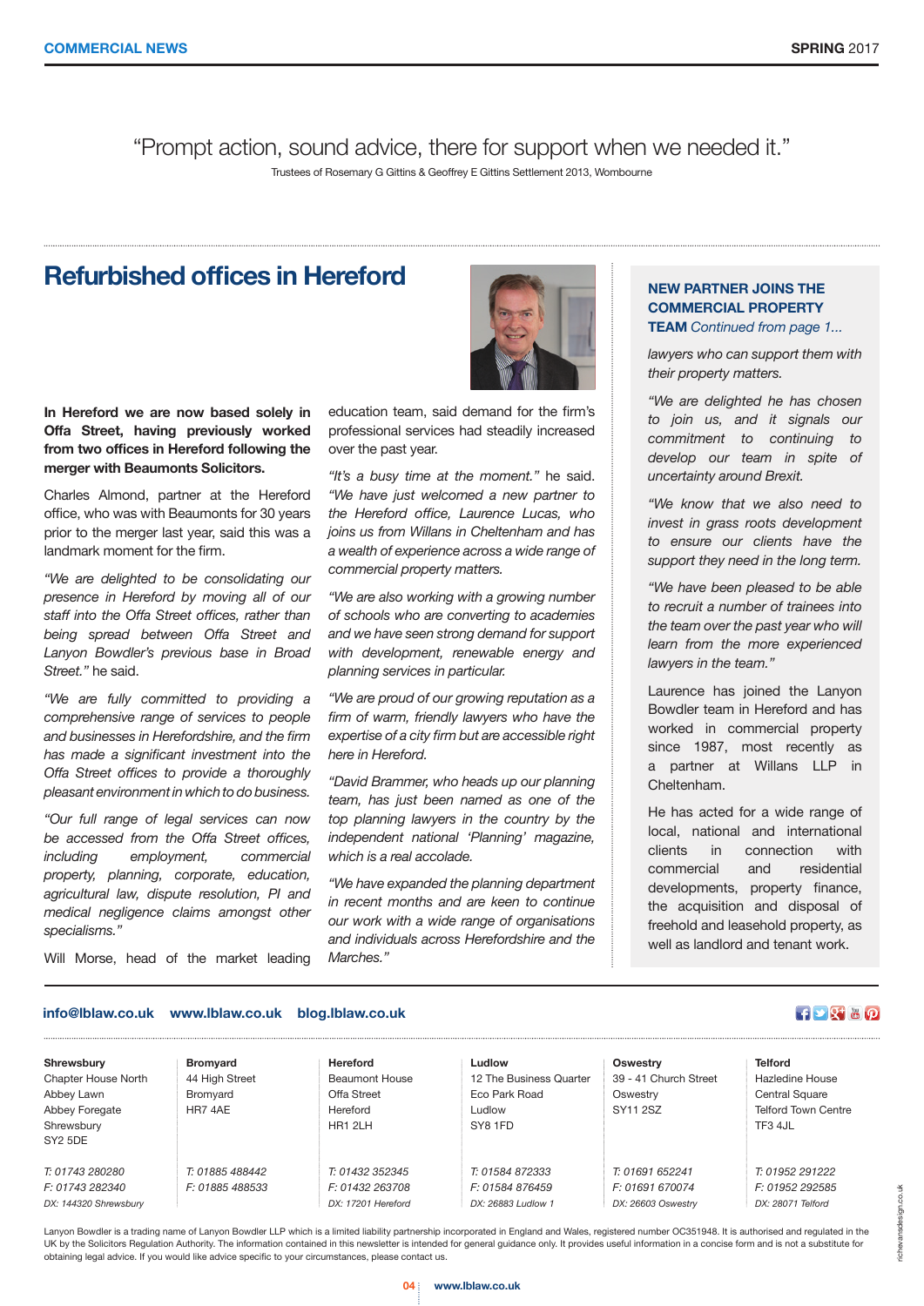“Prompt action, sound advice, there for support when we needed it.”

Trustees of Rosemary G Gittins & Geoffrey E Gittins Settlement 2013, Wombourne

# Refurbished offices in Hereford

**In Hereford we are now based solely in Offa Street, having previously worked from two offices in Hereford following the merger with Beaumonts Solicitors.**

Charles Almond, partner at the Hereford office, who was with Beaumonts for 30 years prior to the merger last year, said this was a landmark moment for the firm.

*“We are delighted to be consolidating our presence in Hereford by moving all of our staff into the Offa Street offices, rather than being spread between Offa Street and Lanyon Bowdler’s previous base in Broad Street.”* he said.

*“We are fully committed to providing a comprehensive range of services to people and businesses in Herefordshire, and the firm has made a significant investment into the Offa Street offices to provide a thoroughly pleasant environment in which to do business.*

*“Our full range of legal services can now be accessed from the Offa Street offices, including employment, commercial property, planning, corporate, education, agricultural law, dispute resolution, PI and medical negligence claims amongst other specialisms.”*

Will Morse, head of the market leading education team, said demand for the firm’s professional services had steadily increased over the past year.

*“It’s a busy time at the moment.”* he said. *“We have just welcomed a new partner to the Hereford office, Laurence Lucas, who joins us from Willans in Cheltenham and has a wealth of experience across a wide range of commercial property matters.*

*“We are also working with a growing number of schools who are converting to academies and we have seen strong demand for support with development, renewable energy and planning services in particular.*

*“We are proud of our growing reputation as a firm of warm, friendly lawyers who have the expertise of a city firm but are accessible right here in Hereford.*

*“David Brammer, who heads up our planning team, has just been named as one of the top planning lawyers in the country by the independent national ‘Planning’ magazine, which is a real accolade.*

*“We have expanded the planning department in recent months and are keen to continue our work with a wide range of organisations and individuals across Herefordshire and the Marches.”*

### NEW PARTNER JOINS THE COMMERCIAL PROPERTY TEAM *Continued from page 1...*

*lawyers who can support them with their property matters.*

*“We are delighted he has chosen to join us, and it signals our commitment to continuing to develop our team in spite of uncertainty around Brexit.*

*“We know that we also need to invest in grass roots development to ensure our clients have the support they need in the long term.*

*“We have been pleased to be able to recruit a number of trainees into the team over the past year who will learn from the more experienced lawyers in the team.”*

Laurence has joined the Lanyon Bowdler team in Hereford and has worked in commercial property since 1987, most recently as a partner at Willans LLP in Cheltenham.

He has acted for a wide range of local, national and international clients in connection with commercial and residential developments, property finance, the acquisition and disposal of freehold and leasehold property, as well as landlord and tenant work.

---

**info@lblaw.co.uk** **www.lblaw.co.uk** **blog.lblaw.co.uk**

| **Shrewsbury** | **Bromyard** | **Hereford** | **Ludlow** | **Oswestry** | **Telford** |
|---|---|---|---|---|---|
| Chapter House North, Abbey Lawn, Abbey Foregate, Shrewsbury, SY2 5DE | 44 High Street, Bromyard, HR7 4AE | Beaumont House, Offa Street, Hereford, HR1 2LH | 12 The Business Quarter, Eco Park Road, Ludlow, SY8 1FD | 39 - 41 Church Street, Oswestry, SY11 2SZ | Hazledine House, Central Square, Telford Town Centre, TF3 4JL |
| *T: 01743 280280* | *T: 01885 488442* | *T: 01432 352345* | *T: 01584 872333* | *T: 01691 652241* | *T: 01952 291222* |
| *F: 01743 282340* | *F: 01885 488533* | *F: 01432 263708* | *F: 01584 876459* | *F: 01691 670074* | *F: 01952 292585* |
| *DX: 144320 Shrewsbury* | | *DX: 17201 Hereford* | *DX: 26883 Ludlow 1* | *DX: 26603 Oswestry* | *DX: 28071 Telford* |

Lanyon Bowdler is a trading name of Lanyon Bowdler LLP which is a limited liability partnership incorporated in England and Wales, registered number OC351948. It is authorised and regulated in the UK by the Solicitors Regulation Authority. The information contained in this newsletter is intended for general guidance only. It provides useful information in a concise form and is not a substitute for obtaining legal advice. If you would like advice specific to your circumstances, please contact us.